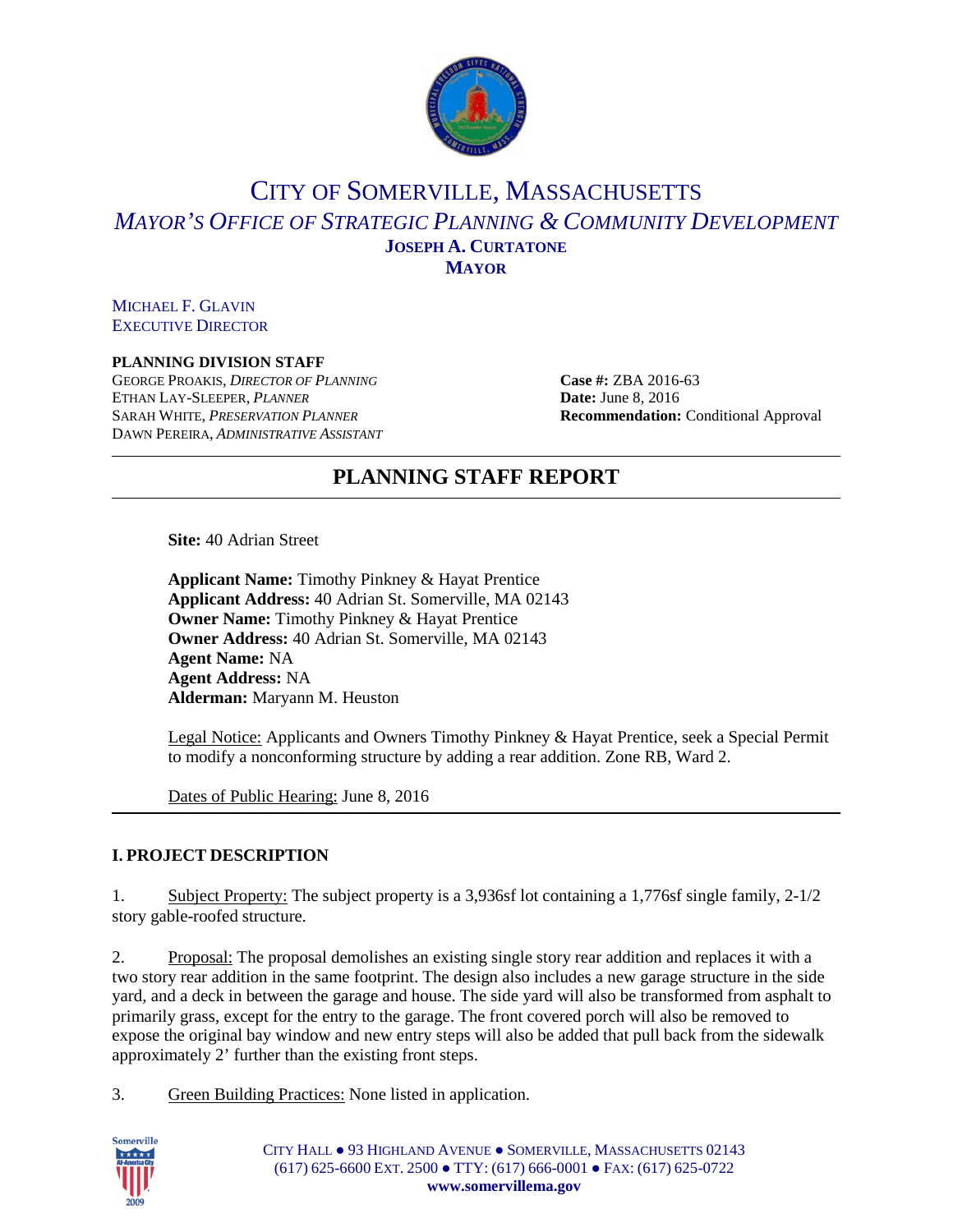# CITY OF SOMERVILLE, MASSACHUSETTS

## *MAYOR'S OFFICE OF STRATEGIC PLANNING & COMMUNITY DEVELOPMENT*

**JOSEPH A. CURTATONE**
**MAYOR**

MICHAEL F. GLAVIN
EXECUTIVE DIRECTOR

**PLANNING DIVISION STAFF**
GEORGE PROAKIS, *DIRECTOR OF PLANNING*
ETHAN LAY-SLEEPER, *PLANNER*
SARAH WHITE, *PRESERVATION PLANNER*
DAWN PEREIRA, *ADMINISTRATIVE ASSISTANT*

**Case #:** ZBA 2016-63
**Date:** June 8, 2016
**Recommendation:** Conditional Approval

# PLANNING STAFF REPORT

**Site:** 40 Adrian Street

**Applicant Name:** Timothy Pinkney & Hayat Prentice
**Applicant Address:** 40 Adrian St. Somerville, MA 02143
**Owner Name:** Timothy Pinkney & Hayat Prentice
**Owner Address:** 40 Adrian St. Somerville, MA 02143
**Agent Name:** NA
**Agent Address:** NA
**Alderman:** Maryann M. Heuston

Legal Notice: Applicants and Owners Timothy Pinkney & Hayat Prentice, seek a Special Permit to modify a nonconforming structure by adding a rear addition. Zone RB, Ward 2.

Dates of Public Hearing: June 8, 2016

## I. PROJECT DESCRIPTION

1. Subject Property: The subject property is a 3,936sf lot containing a 1,776sf single family, 2-1/2 story gable-roofed structure.

2. Proposal: The proposal demolishes an existing single story rear addition and replaces it with a two story rear addition in the same footprint. The design also includes a new garage structure in the side yard, and a deck in between the garage and house. The side yard will also be transformed from asphalt to primarily grass, except for the entry to the garage. The front covered porch will also be removed to expose the original bay window and new entry steps will also be added that pull back from the sidewalk approximately 2' further than the existing front steps.

3. Green Building Practices: None listed in application.

CITY HALL ● 93 HIGHLAND AVENUE ● SOMERVILLE, MASSACHUSETTS 02143
(617) 625-6600 EXT. 2500 ● TTY: (617) 666-0001 ● FAX: (617) 625-0722
**www.somervillema.gov**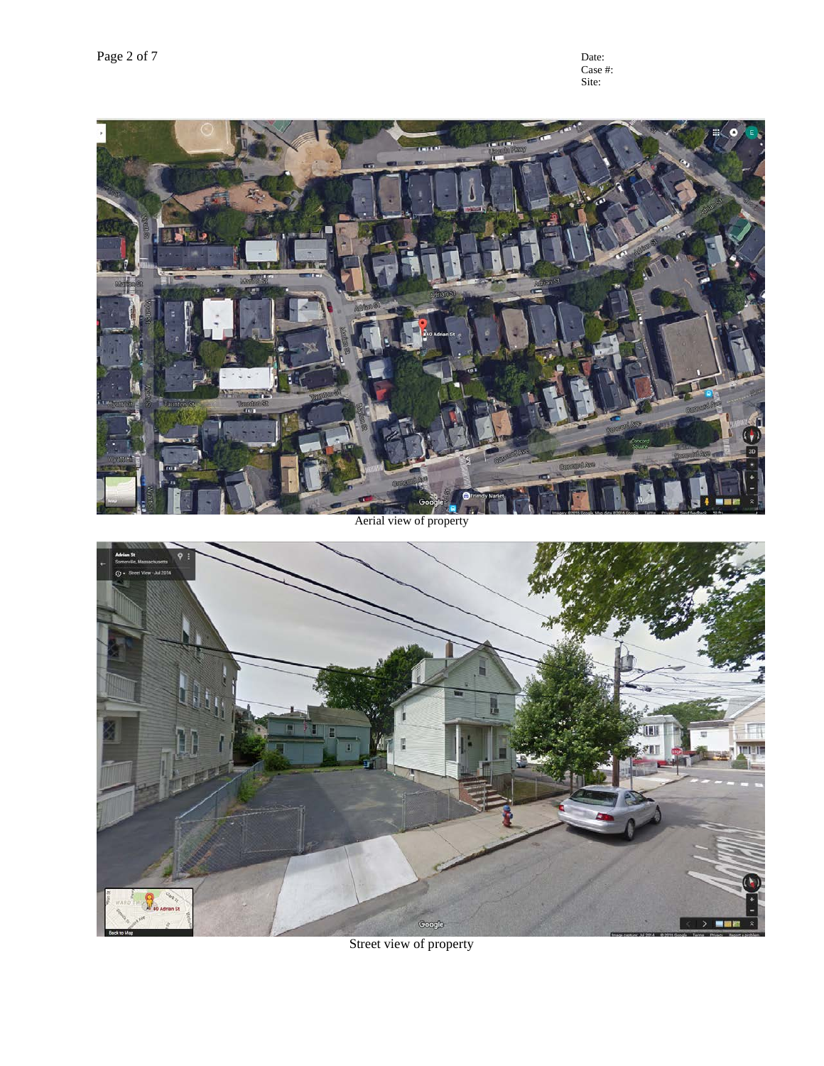Date:
Case #:
Site:

Aerial view of property

Street view of property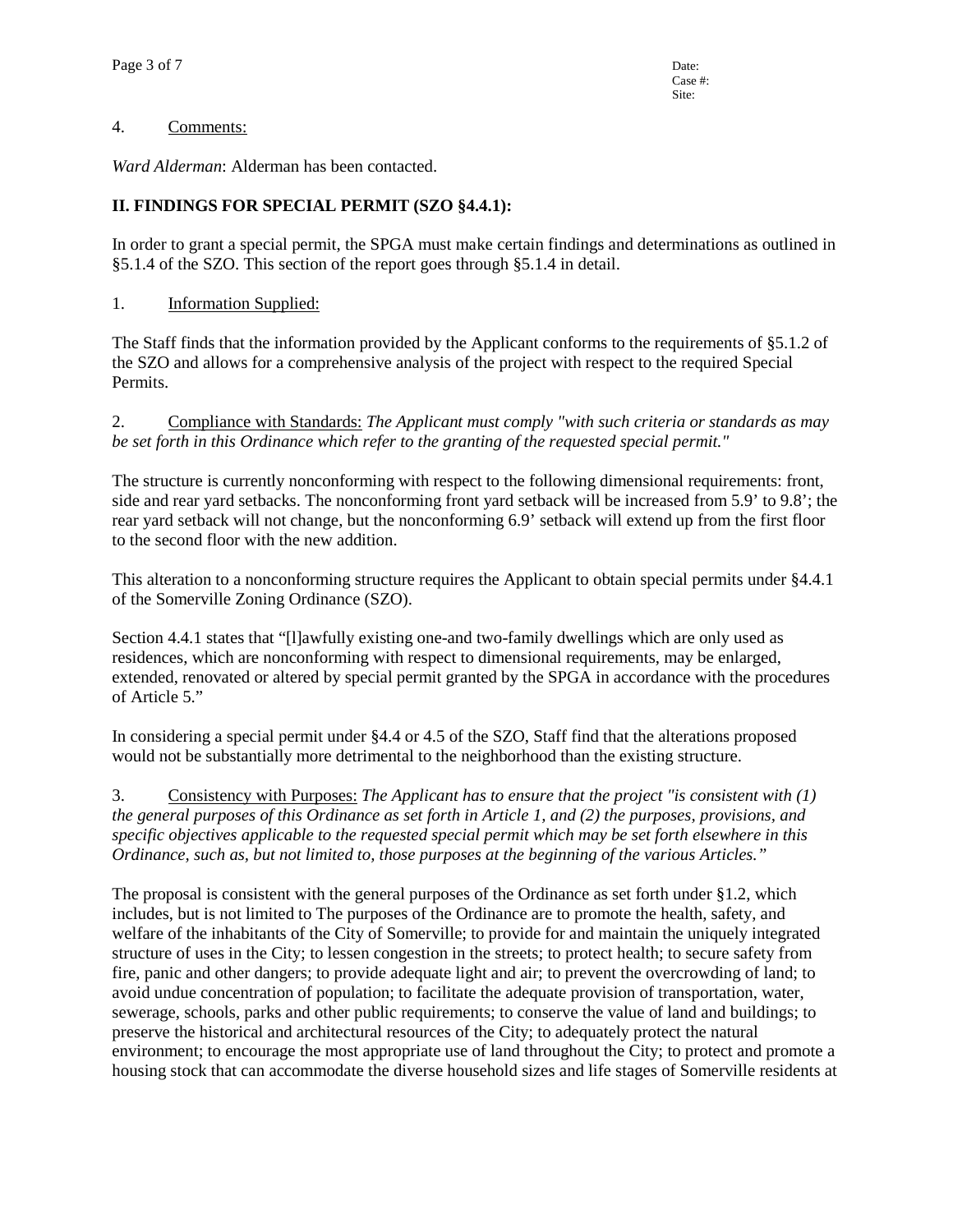4. Comments:

*Ward Alderman*: Alderman has been contacted.

## II. FINDINGS FOR SPECIAL PERMIT (SZO §4.4.1):

In order to grant a special permit, the SPGA must make certain findings and determinations as outlined in §5.1.4 of the SZO. This section of the report goes through §5.1.4 in detail.

1. Information Supplied:

The Staff finds that the information provided by the Applicant conforms to the requirements of §5.1.2 of the SZO and allows for a comprehensive analysis of the project with respect to the required Special Permits.

2. Compliance with Standards: *The Applicant must comply "with such criteria or standards as may be set forth in this Ordinance which refer to the granting of the requested special permit."*

The structure is currently nonconforming with respect to the following dimensional requirements: front, side and rear yard setbacks. The nonconforming front yard setback will be increased from 5.9' to 9.8'; the rear yard setback will not change, but the nonconforming 6.9' setback will extend up from the first floor to the second floor with the new addition.

This alteration to a nonconforming structure requires the Applicant to obtain special permits under §4.4.1 of the Somerville Zoning Ordinance (SZO).

Section 4.4.1 states that "[l]awfully existing one-and two-family dwellings which are only used as residences, which are nonconforming with respect to dimensional requirements, may be enlarged, extended, renovated or altered by special permit granted by the SPGA in accordance with the procedures of Article 5."

In considering a special permit under §4.4 or 4.5 of the SZO, Staff find that the alterations proposed would not be substantially more detrimental to the neighborhood than the existing structure.

3. Consistency with Purposes: *The Applicant has to ensure that the project "is consistent with (1) the general purposes of this Ordinance as set forth in Article 1, and (2) the purposes, provisions, and specific objectives applicable to the requested special permit which may be set forth elsewhere in this Ordinance, such as, but not limited to, those purposes at the beginning of the various Articles."*

The proposal is consistent with the general purposes of the Ordinance as set forth under §1.2, which includes, but is not limited to The purposes of the Ordinance are to promote the health, safety, and welfare of the inhabitants of the City of Somerville; to provide for and maintain the uniquely integrated structure of uses in the City; to lessen congestion in the streets; to protect health; to secure safety from fire, panic and other dangers; to provide adequate light and air; to prevent the overcrowding of land; to avoid undue concentration of population; to facilitate the adequate provision of transportation, water, sewerage, schools, parks and other public requirements; to conserve the value of land and buildings; to preserve the historical and architectural resources of the City; to adequately protect the natural environment; to encourage the most appropriate use of land throughout the City; to protect and promote a housing stock that can accommodate the diverse household sizes and life stages of Somerville residents at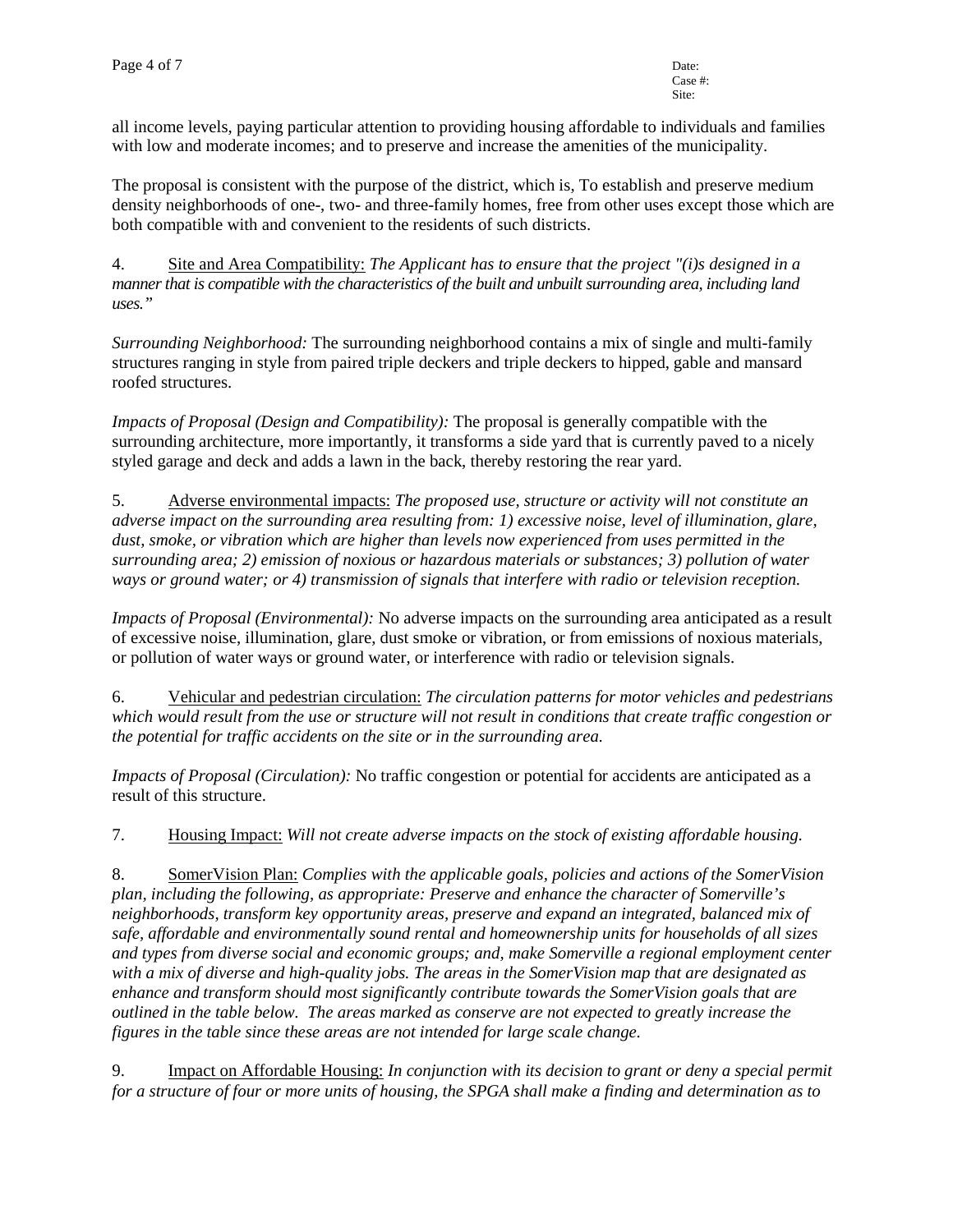all income levels, paying particular attention to providing housing affordable to individuals and families with low and moderate incomes; and to preserve and increase the amenities of the municipality.

The proposal is consistent with the purpose of the district, which is, To establish and preserve medium density neighborhoods of one-, two- and three-family homes, free from other uses except those which are both compatible with and convenient to the residents of such districts.

4. Site and Area Compatibility: *The Applicant has to ensure that the project "(i)s designed in a manner that is compatible with the characteristics of the built and unbuilt surrounding area, including land uses."*

*Surrounding Neighborhood:* The surrounding neighborhood contains a mix of single and multi-family structures ranging in style from paired triple deckers and triple deckers to hipped, gable and mansard roofed structures.

*Impacts of Proposal (Design and Compatibility):* The proposal is generally compatible with the surrounding architecture, more importantly, it transforms a side yard that is currently paved to a nicely styled garage and deck and adds a lawn in the back, thereby restoring the rear yard.

5. Adverse environmental impacts: *The proposed use, structure or activity will not constitute an adverse impact on the surrounding area resulting from: 1) excessive noise, level of illumination, glare, dust, smoke, or vibration which are higher than levels now experienced from uses permitted in the surrounding area; 2) emission of noxious or hazardous materials or substances; 3) pollution of water ways or ground water; or 4) transmission of signals that interfere with radio or television reception.*

*Impacts of Proposal (Environmental):* No adverse impacts on the surrounding area anticipated as a result of excessive noise, illumination, glare, dust smoke or vibration, or from emissions of noxious materials, or pollution of water ways or ground water, or interference with radio or television signals.

6. Vehicular and pedestrian circulation: *The circulation patterns for motor vehicles and pedestrians which would result from the use or structure will not result in conditions that create traffic congestion or the potential for traffic accidents on the site or in the surrounding area.*

*Impacts of Proposal (Circulation):* No traffic congestion or potential for accidents are anticipated as a result of this structure.

7. Housing Impact: *Will not create adverse impacts on the stock of existing affordable housing.*

8. SomerVision Plan: *Complies with the applicable goals, policies and actions of the SomerVision plan, including the following, as appropriate: Preserve and enhance the character of Somerville's neighborhoods, transform key opportunity areas, preserve and expand an integrated, balanced mix of safe, affordable and environmentally sound rental and homeownership units for households of all sizes and types from diverse social and economic groups; and, make Somerville a regional employment center with a mix of diverse and high-quality jobs. The areas in the SomerVision map that are designated as enhance and transform should most significantly contribute towards the SomerVision goals that are outlined in the table below. The areas marked as conserve are not expected to greatly increase the figures in the table since these areas are not intended for large scale change.*

9. Impact on Affordable Housing: *In conjunction with its decision to grant or deny a special permit for a structure of four or more units of housing, the SPGA shall make a finding and determination as to*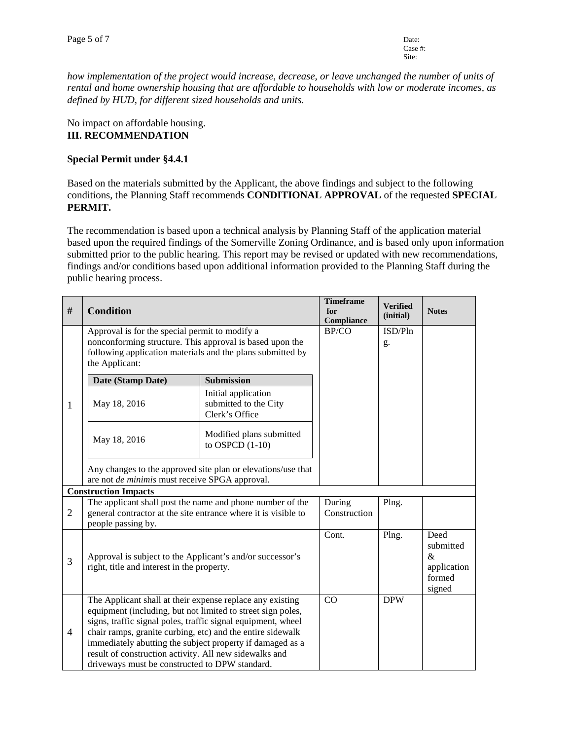*how implementation of the project would increase, decrease, or leave unchanged the number of units of rental and home ownership housing that are affordable to households with low or moderate incomes, as defined by HUD, for different sized households and units.*

No impact on affordable housing.

## III. RECOMMENDATION

**Special Permit under §4.4.1**

Based on the materials submitted by the Applicant, the above findings and subject to the following conditions, the Planning Staff recommends **CONDITIONAL APPROVAL** of the requested **SPECIAL PERMIT.**

The recommendation is based upon a technical analysis by Planning Staff of the application material based upon the required findings of the Somerville Zoning Ordinance, and is based only upon information submitted prior to the public hearing. This report may be revised or updated with new recommendations, findings and/or conditions based upon additional information provided to the Planning Staff during the public hearing process.

| # | Condition | Timeframe for Compliance | Verified (initial) | Notes |
|---|---|---|---|---|
| 1 | Approval is for the special permit to modify a nonconforming structure. This approval is based upon the following application materials and the plans submitted by the Applicant:<br><br>**Date (Stamp Date)** / **Submission**<br>May 18, 2016 — Initial application submitted to the City Clerk's Office<br>May 18, 2016 — Modified plans submitted to OSPCD (1-10)<br><br>Any changes to the approved site plan or elevations/use that are not *de minimis* must receive SPGA approval. | BP/CO | ISD/Plng. | |
| **Construction Impacts** | | | | |
| 2 | The applicant shall post the name and phone number of the general contractor at the site entrance where it is visible to people passing by. | During Construction | Plng. | |
| 3 | Approval is subject to the Applicant's and/or successor's right, title and interest in the property. | Cont. | Plng. | Deed submitted & application formed signed |
| 4 | The Applicant shall at their expense replace any existing equipment (including, but not limited to street sign poles, signs, traffic signal poles, traffic signal equipment, wheel chair ramps, granite curbing, etc) and the entire sidewalk immediately abutting the subject property if damaged as a result of construction activity. All new sidewalks and driveways must be constructed to DPW standard. | CO | DPW | |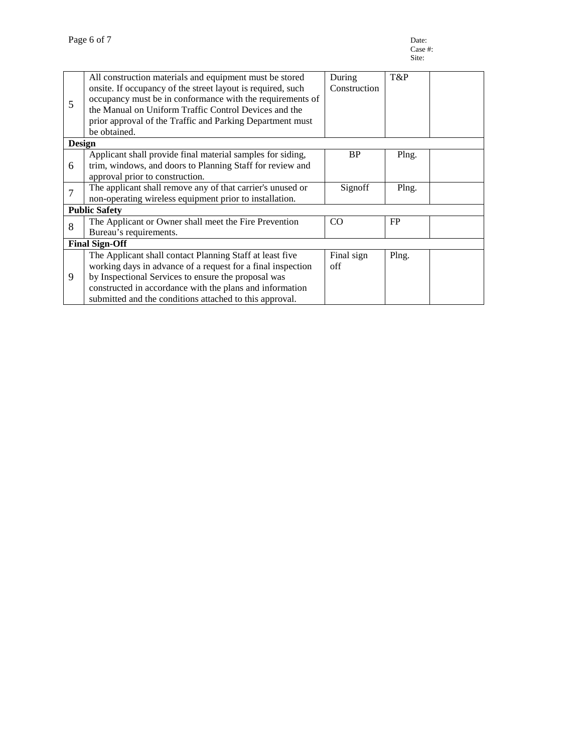Date:
Case #:
Site:

| | | | | |
|---|---|---|---|---|
| 5 | All construction materials and equipment must be stored onsite. If occupancy of the street layout is required, such occupancy must be in conformance with the requirements of the Manual on Uniform Traffic Control Devices and the prior approval of the Traffic and Parking Department must be obtained. | During Construction | T&P | |
| **Design** | | | | |
| 6 | Applicant shall provide final material samples for siding, trim, windows, and doors to Planning Staff for review and approval prior to construction. | BP | Plng. | |
| 7 | The applicant shall remove any of that carrier's unused or non-operating wireless equipment prior to installation. | Signoff | Plng. | |
| **Public Safety** | | | | |
| 8 | The Applicant or Owner shall meet the Fire Prevention Bureau's requirements. | CO | FP | |
| **Final Sign-Off** | | | | |
| 9 | The Applicant shall contact Planning Staff at least five working days in advance of a request for a final inspection by Inspectional Services to ensure the proposal was constructed in accordance with the plans and information submitted and the conditions attached to this approval. | Final sign off | Plng. | |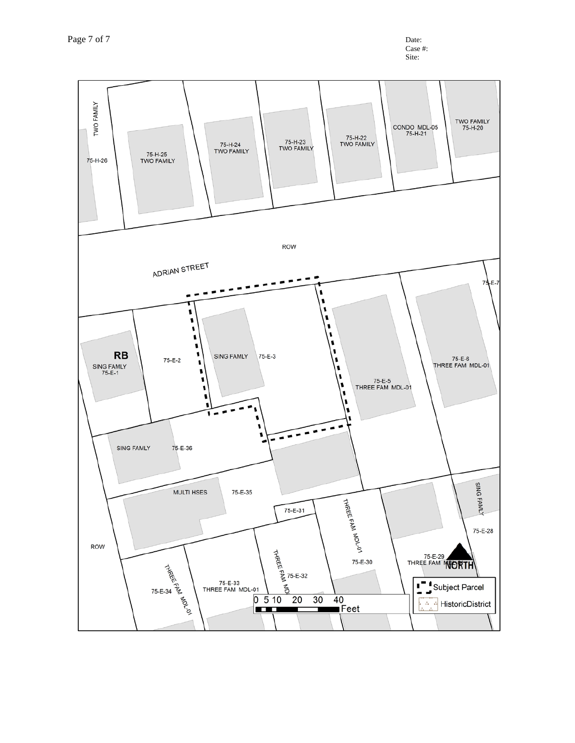Date:
Case #:
Site:

TWO FAMILY

75-H-26

75-H-25
TWO FAMILY

75-H-24
TWO FAMILY

75-H-23
TWO FAMILY

75-H-22
TWO FAMILY

CONDO MDL-05
75-H-21

TWO FAMILY
75-H-20

ROW

ADRIAN STREET

75-E-7

RB
SING FAMLY
75-E-1

75-E-2

SING FAMLY 75-E-3

75-E-5
THREE FAM MDL-01

75-E-6
THREE FAM MDL-01

SING FAMLY 75-E-36

MULTI HSES 75-E-35

75-E-31

THREE FAM MDL-01

SING FAMLY

75-E-28

ROW

75-E-30

75-E-29
THREE FAM MDL-01

THREE FAM MDL-01
75-E-34

75-E-33
THREE FAM MDL-01

THREE FAM MDL
75-E-32

0 5 10 20 30 40
Feet

NORTH

Subject Parcel

HistoricDistrict